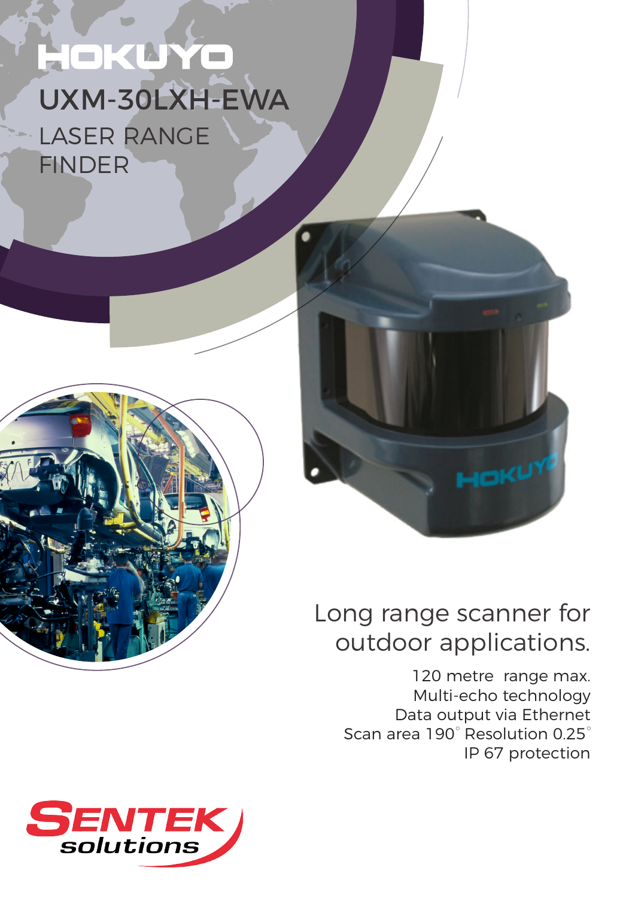# HOKUYO

## UXM-30LXH-EWA

LASER RANGE FINDER

## Long range scanner for outdoor applications.

120 metre range max.
Multi-echo technology
Data output via Ethernet
Scan area 190° Resolution 0.25°
IP 67 protection

SENTEK solutions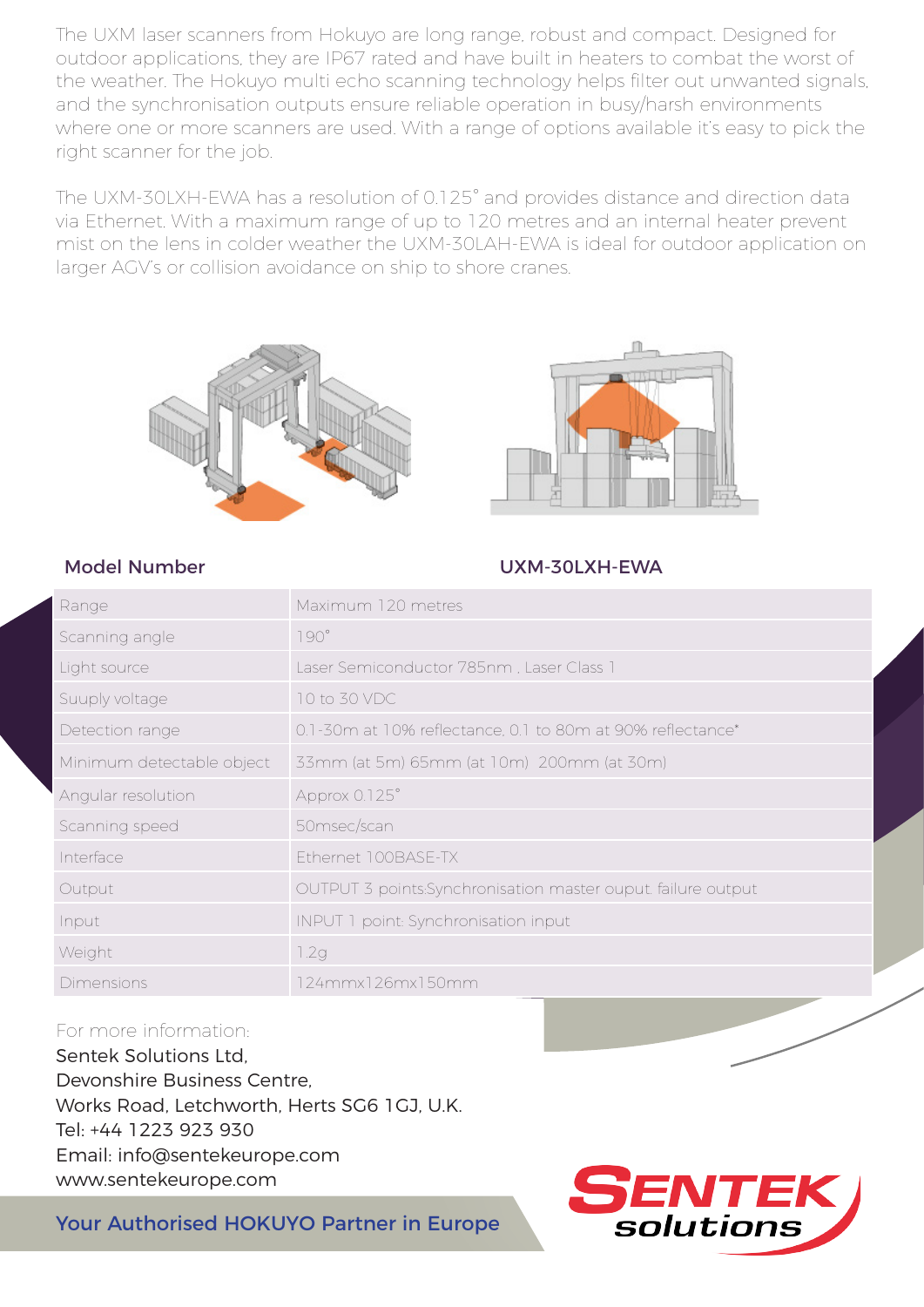The UXM laser scanners from Hokuyo are long range, robust and compact. Designed for outdoor applications, they are IP67 rated and have built in heaters to combat the worst of the weather. The Hokuyo multi echo scanning technology helps filter out unwanted signals, and the synchronisation outputs ensure reliable operation in busy/harsh environments where one or more scanners are used. With a range of options available it's easy to pick the right scanner for the job.

The UXM-30LXH-EWA has a resolution of 0.125° and provides distance and direction data via Ethernet. With a maximum range of up to 120 metres and an internal heater prevent mist on the lens in colder weather the UXM-30LAH-EWA is ideal for outdoor application on larger AGV's or collision avoidance on ship to shore cranes.

| Model Number | UXM-30LXH-EWA |
|---|---|
| Range | Maximum 120 metres |
| Scanning angle | 190° |
| Light source | Laser Semiconductor 785nm , Laser Class 1 |
| Suuply voltage | 10 to 30 VDC |
| Detection range | 0.1-30m at 10% reflectance, 0.1 to 80m at 90% reflectance* |
| Minimum detectable object | 33mm (at 5m) 65mm (at 10m) 200mm (at 30m) |
| Angular resolution | Approx 0.125° |
| Scanning speed | 50msec/scan |
| Interface | Ethernet 100BASE-TX |
| Output | OUTPUT 3 points:Synchronisation master ouput. failure output |
| Input | INPUT 1 point: Synchronisation input |
| Weight | 1.2g |
| Dimensions | 124mmx126mx150mm |

For more information:

Sentek Solutions Ltd,
Devonshire Business Centre,
Works Road, Letchworth, Herts SG6 1GJ, U.K.
Tel: +44 1223 923 930
Email: info@sentekeurope.com
www.sentekeurope.com

Your Authorised HOKUYO Partner in Europe

SENTEK solutions